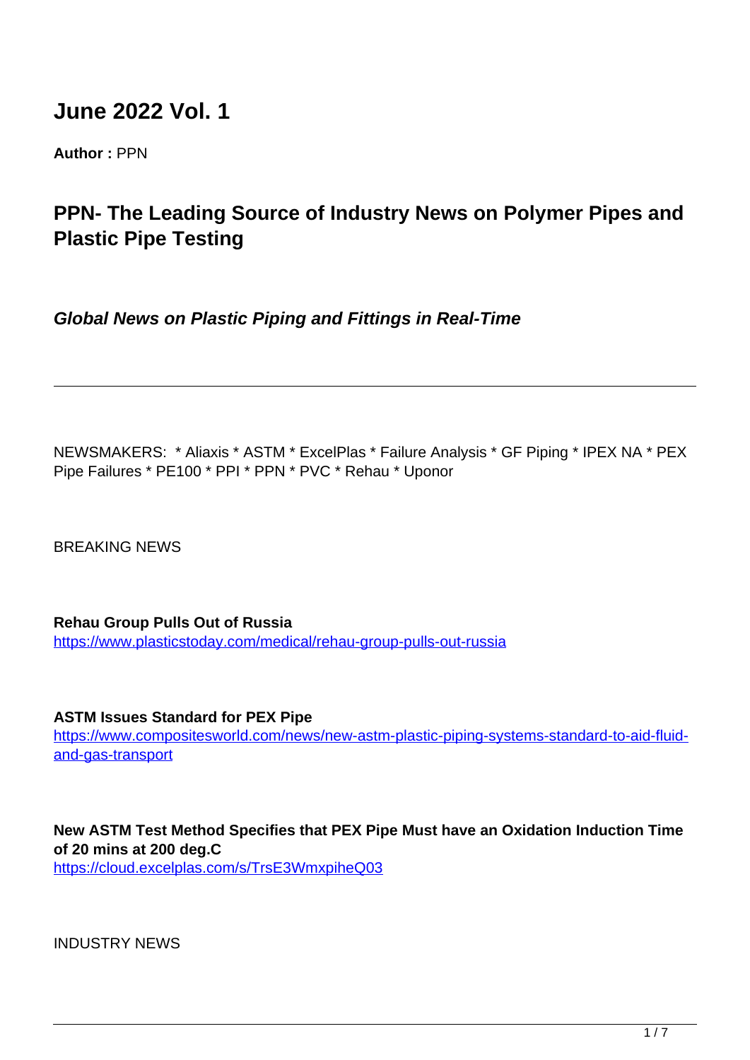# June 2022 Vol. 1

**Author :** PPN

## PPN- The Leading Source of Industry News on Polymer Pipes and Plastic Pipe Testing

***Global News on Plastic Piping and Fittings in Real-Time***

---

NEWSMAKERS:  * Aliaxis * ASTM * ExcelPlas * Failure Analysis * GF Piping * IPEX NA * PEX Pipe Failures * PE100 * PPI * PPN * PVC * Rehau * Uponor

BREAKING NEWS

**Rehau Group Pulls Out of Russia**
https://www.plasticstoday.com/medical/rehau-group-pulls-out-russia

**ASTM Issues Standard for PEX Pipe**
https://www.compositesworld.com/news/new-astm-plastic-piping-systems-standard-to-aid-fluid-and-gas-transport

**New ASTM Test Method Specifies that PEX Pipe Must have an Oxidation Induction Time of 20 mins at 200 deg.C**
https://cloud.excelplas.com/s/TrsE3WmxpiheQ03

INDUSTRY NEWS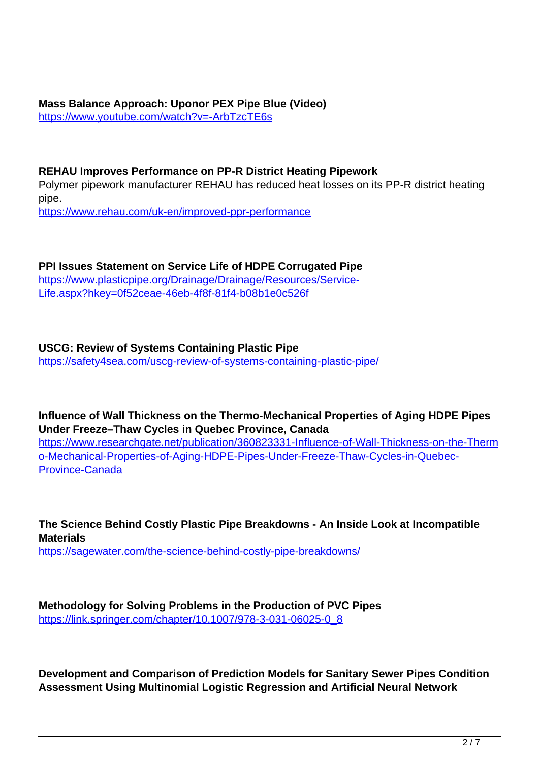**Mass Balance Approach: Uponor PEX Pipe Blue (Video)**
https://www.youtube.com/watch?v=-ArbTzcTE6s

**REHAU Improves Performance on PP-R District Heating Pipework**
Polymer pipework manufacturer REHAU has reduced heat losses on its PP-R district heating pipe.
https://www.rehau.com/uk-en/improved-ppr-performance

**PPI Issues Statement on Service Life of HDPE Corrugated Pipe**
https://www.plasticpipe.org/Drainage/Drainage/Resources/Service-Life.aspx?hkey=0f52ceae-46eb-4f8f-81f4-b08b1e0c526f

**USCG: Review of Systems Containing Plastic Pipe**
https://safety4sea.com/uscg-review-of-systems-containing-plastic-pipe/

**Influence of Wall Thickness on the Thermo-Mechanical Properties of Aging HDPE Pipes Under Freeze–Thaw Cycles in Quebec Province, Canada**
https://www.researchgate.net/publication/360823331-Influence-of-Wall-Thickness-on-the-Thermo-Mechanical-Properties-of-Aging-HDPE-Pipes-Under-Freeze-Thaw-Cycles-in-Quebec-Province-Canada

**The Science Behind Costly Plastic Pipe Breakdowns - An Inside Look at Incompatible Materials**
https://sagewater.com/the-science-behind-costly-pipe-breakdowns/

**Methodology for Solving Problems in the Production of PVC Pipes**
https://link.springer.com/chapter/10.1007/978-3-031-06025-0_8

**Development and Comparison of Prediction Models for Sanitary Sewer Pipes Condition Assessment Using Multinomial Logistic Regression and Artificial Neural Network**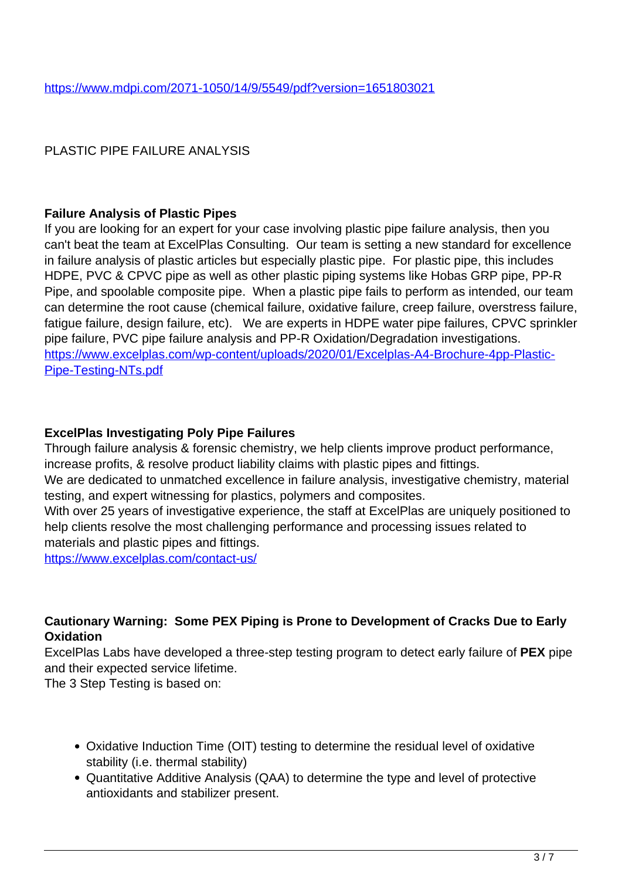https://www.mdpi.com/2071-1050/14/9/5549/pdf?version=1651803021

PLASTIC PIPE FAILURE ANALYSIS

**Failure Analysis of Plastic Pipes**

If you are looking for an expert for your case involving plastic pipe failure analysis, then you can't beat the team at ExcelPlas Consulting. Our team is setting a new standard for excellence in failure analysis of plastic articles but especially plastic pipe. For plastic pipe, this includes HDPE, PVC & CPVC pipe as well as other plastic piping systems like Hobas GRP pipe, PP-R Pipe, and spoolable composite pipe. When a plastic pipe fails to perform as intended, our team can determine the root cause (chemical failure, oxidative failure, creep failure, overstress failure, fatigue failure, design failure, etc). We are experts in HDPE water pipe failures, CPVC sprinkler pipe failure, PVC pipe failure analysis and PP-R Oxidation/Degradation investigations.
https://www.excelplas.com/wp-content/uploads/2020/01/Excelplas-A4-Brochure-4pp-Plastic-Pipe-Testing-NTs.pdf

**ExcelPlas Investigating Poly Pipe Failures**

Through failure analysis & forensic chemistry, we help clients improve product performance, increase profits, & resolve product liability claims with plastic pipes and fittings.
We are dedicated to unmatched excellence in failure analysis, investigative chemistry, material testing, and expert witnessing for plastics, polymers and composites.
With over 25 years of investigative experience, the staff at ExcelPlas are uniquely positioned to help clients resolve the most challenging performance and processing issues related to materials and plastic pipes and fittings.
https://www.excelplas.com/contact-us/

**Cautionary Warning: Some PEX Piping is Prone to Development of Cracks Due to Early Oxidation**

ExcelPlas Labs have developed a three-step testing program to detect early failure of **PEX** pipe and their expected service lifetime.
The 3 Step Testing is based on:

- Oxidative Induction Time (OIT) testing to determine the residual level of oxidative stability (i.e. thermal stability)
- Quantitative Additive Analysis (QAA) to determine the type and level of protective antioxidants and stabilizer present.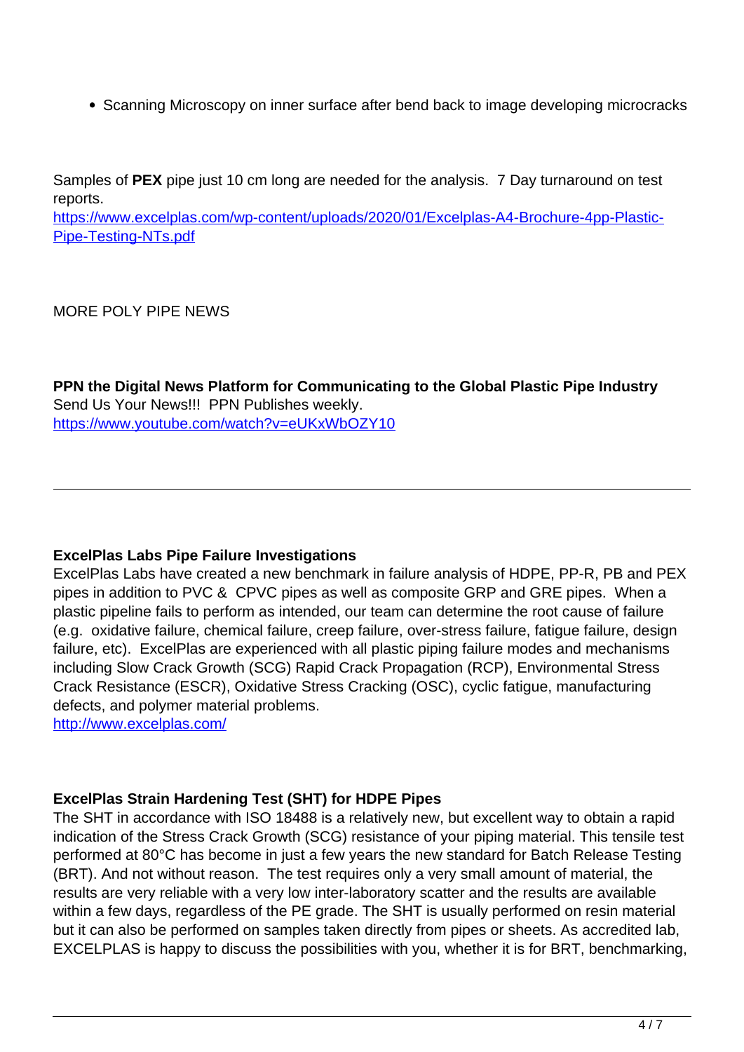- Scanning Microscopy on inner surface after bend back to image developing microcracks

Samples of **PEX** pipe just 10 cm long are needed for the analysis.  7 Day turnaround on test reports.
https://www.excelplas.com/wp-content/uploads/2020/01/Excelplas-A4-Brochure-4pp-Plastic-Pipe-Testing-NTs.pdf

MORE POLY PIPE NEWS

**PPN the Digital News Platform for Communicating to the Global Plastic Pipe Industry**
Send Us Your News!!!  PPN Publishes weekly.
https://www.youtube.com/watch?v=eUKxWbOZY10

---

**ExcelPlas Labs Pipe Failure Investigations**
ExcelPlas Labs have created a new benchmark in failure analysis of HDPE, PP-R, PB and PEX pipes in addition to PVC &  CPVC pipes as well as composite GRP and GRE pipes.  When a plastic pipeline fails to perform as intended, our team can determine the root cause of failure (e.g.  oxidative failure, chemical failure, creep failure, over-stress failure, fatigue failure, design failure, etc).  ExcelPlas are experienced with all plastic piping failure modes and mechanisms including Slow Crack Growth (SCG) Rapid Crack Propagation (RCP), Environmental Stress Crack Resistance (ESCR), Oxidative Stress Cracking (OSC), cyclic fatigue, manufacturing defects, and polymer material problems.
http://www.excelplas.com/

**ExcelPlas Strain Hardening Test (SHT) for HDPE Pipes**
The SHT in accordance with ISO 18488 is a relatively new, but excellent way to obtain a rapid indication of the Stress Crack Growth (SCG) resistance of your piping material. This tensile test performed at 80°C has become in just a few years the new standard for Batch Release Testing (BRT). And not without reason.  The test requires only a very small amount of material, the results are very reliable with a very low inter-laboratory scatter and the results are available within a few days, regardless of the PE grade. The SHT is usually performed on resin material but it can also be performed on samples taken directly from pipes or sheets. As accredited lab, EXCELPLAS is happy to discuss the possibilities with you, whether it is for BRT, benchmarking,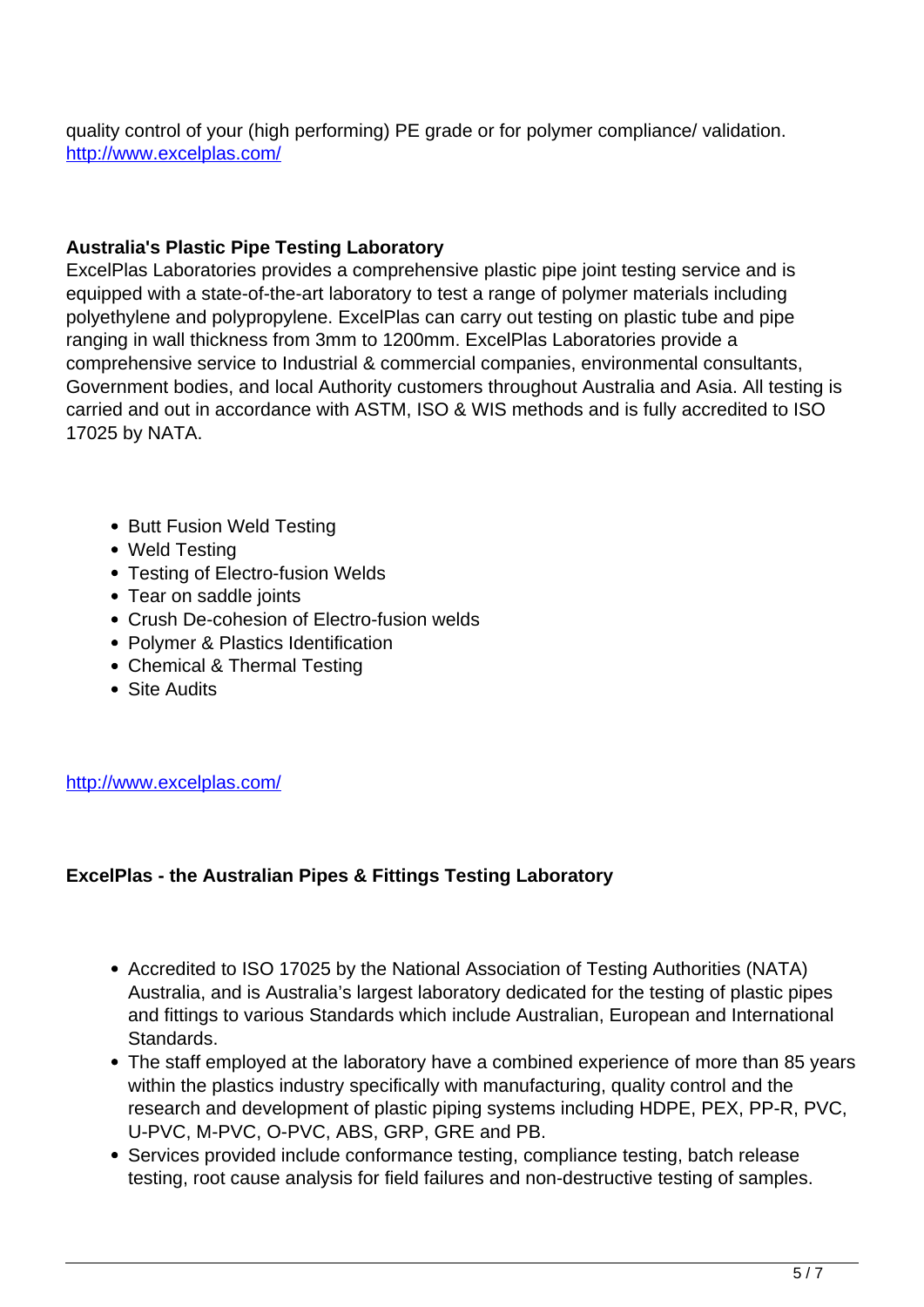quality control of your (high performing) PE grade or for polymer compliance/ validation. [http://www.excelplas.com/](http://www.excelplas.com/)

**Australia's Plastic Pipe Testing Laboratory**

ExcelPlas Laboratories provides a comprehensive plastic pipe joint testing service and is equipped with a state-of-the-art laboratory to test a range of polymer materials including polyethylene and polypropylene. ExcelPlas can carry out testing on plastic tube and pipe ranging in wall thickness from 3mm to 1200mm. ExcelPlas Laboratories provide a comprehensive service to Industrial & commercial companies, environmental consultants, Government bodies, and local Authority customers throughout Australia and Asia. All testing is carried and out in accordance with ASTM, ISO & WIS methods and is fully accredited to ISO 17025 by NATA.

- Butt Fusion Weld Testing
- Weld Testing
- Testing of Electro-fusion Welds
- Tear on saddle joints
- Crush De-cohesion of Electro-fusion welds
- Polymer & Plastics Identification
- Chemical & Thermal Testing
- Site Audits

[http://www.excelplas.com/](http://www.excelplas.com/)

**ExcelPlas - the Australian Pipes & Fittings Testing Laboratory**

- Accredited to ISO 17025 by the National Association of Testing Authorities (NATA) Australia, and is Australia's largest laboratory dedicated for the testing of plastic pipes and fittings to various Standards which include Australian, European and International Standards.
- The staff employed at the laboratory have a combined experience of more than 85 years within the plastics industry specifically with manufacturing, quality control and the research and development of plastic piping systems including HDPE, PEX, PP-R, PVC, U-PVC, M-PVC, O-PVC, ABS, GRP, GRE and PB.
- Services provided include conformance testing, compliance testing, batch release testing, root cause analysis for field failures and non-destructive testing of samples.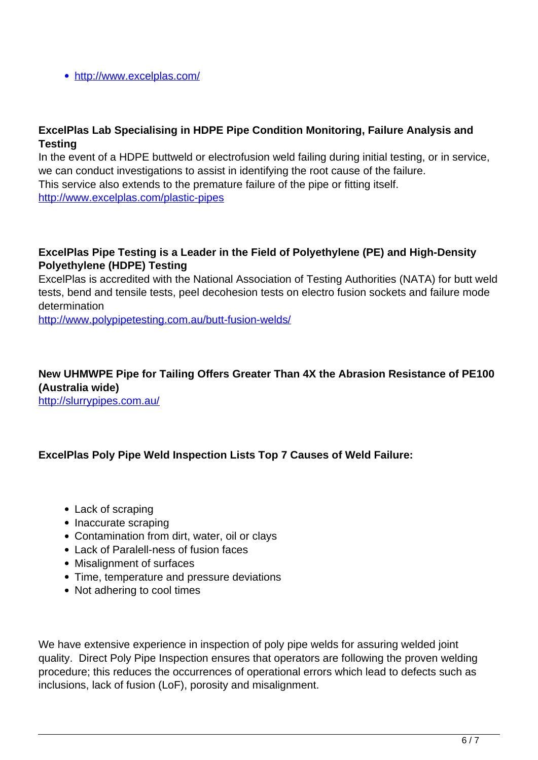- http://www.excelplas.com/

**ExcelPlas Lab Specialising in HDPE Pipe Condition Monitoring, Failure Analysis and Testing**
In the event of a HDPE buttweld or electrofusion weld failing during initial testing, or in service, we can conduct investigations to assist in identifying the root cause of the failure.
This service also extends to the premature failure of the pipe or fitting itself.
http://www.excelplas.com/plastic-pipes

**ExcelPlas Pipe Testing is a Leader in the Field of Polyethylene (PE) and High-Density Polyethylene (HDPE) Testing**
ExcelPlas is accredited with the National Association of Testing Authorities (NATA) for butt weld tests, bend and tensile tests, peel decohesion tests on electro fusion sockets and failure mode determination
http://www.polypipetesting.com.au/butt-fusion-welds/

**New UHMWPE Pipe for Tailing Offers Greater Than 4X the Abrasion Resistance of PE100 (Australia wide)**
http://slurrypipes.com.au/

**ExcelPlas Poly Pipe Weld Inspection Lists Top 7 Causes of Weld Failure:**

- Lack of scraping
- Inaccurate scraping
- Contamination from dirt, water, oil or clays
- Lack of Paralell-ness of fusion faces
- Misalignment of surfaces
- Time, temperature and pressure deviations
- Not adhering to cool times

We have extensive experience in inspection of poly pipe welds for assuring welded joint quality. Direct Poly Pipe Inspection ensures that operators are following the proven welding procedure; this reduces the occurrences of operational errors which lead to defects such as inclusions, lack of fusion (LoF), porosity and misalignment.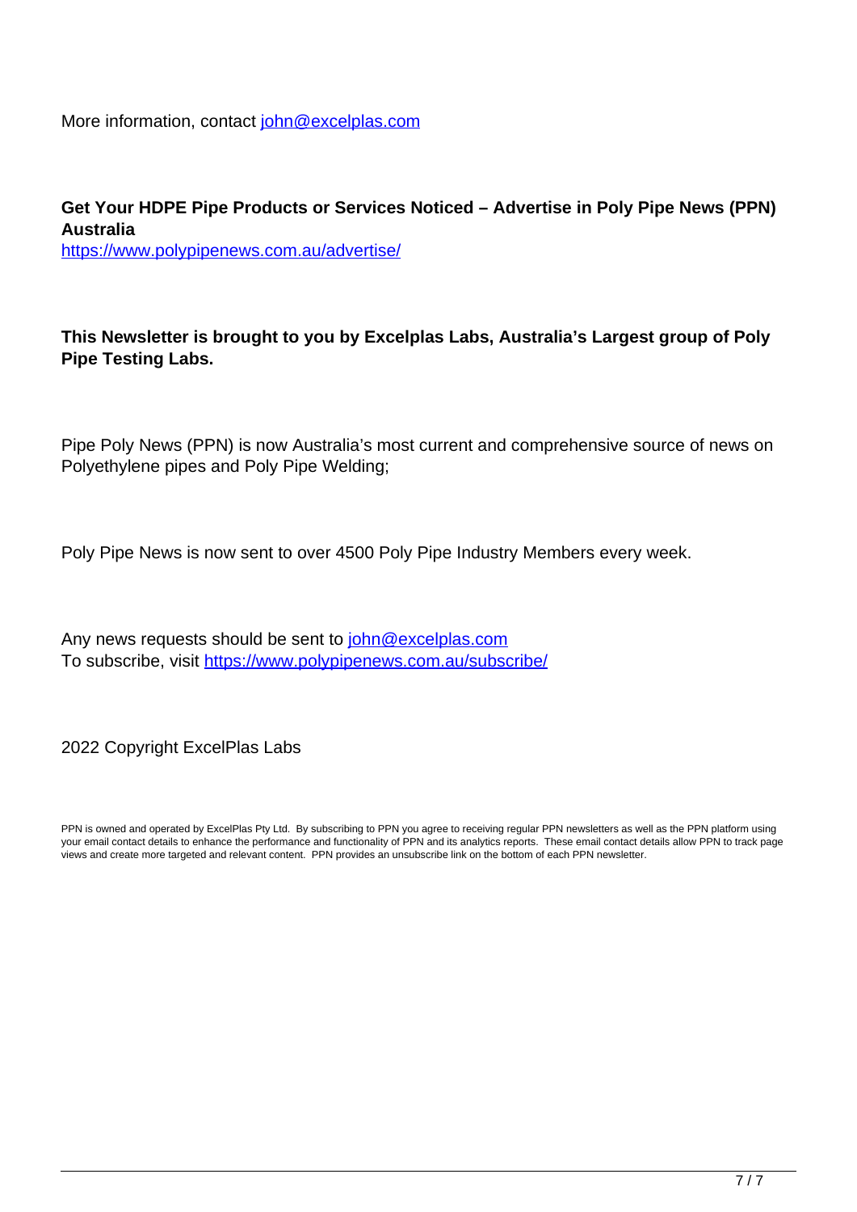More information, contact john@excelplas.com

**Get Your HDPE Pipe Products or Services Noticed – Advertise in Poly Pipe News (PPN) Australia**
https://www.polypipenews.com.au/advertise/

**This Newsletter is brought to you by Excelplas Labs, Australia's Largest group of Poly Pipe Testing Labs.**

Pipe Poly News (PPN) is now Australia's most current and comprehensive source of news on Polyethylene pipes and Poly Pipe Welding;

Poly Pipe News is now sent to over 4500 Poly Pipe Industry Members every week.

Any news requests should be sent to john@excelplas.com
To subscribe, visit https://www.polypipenews.com.au/subscribe/

2022 Copyright ExcelPlas Labs

PPN is owned and operated by ExcelPlas Pty Ltd. By subscribing to PPN you agree to receiving regular PPN newsletters as well as the PPN platform using your email contact details to enhance the performance and functionality of PPN and its analytics reports. These email contact details allow PPN to track page views and create more targeted and relevant content. PPN provides an unsubscribe link on the bottom of each PPN newsletter.